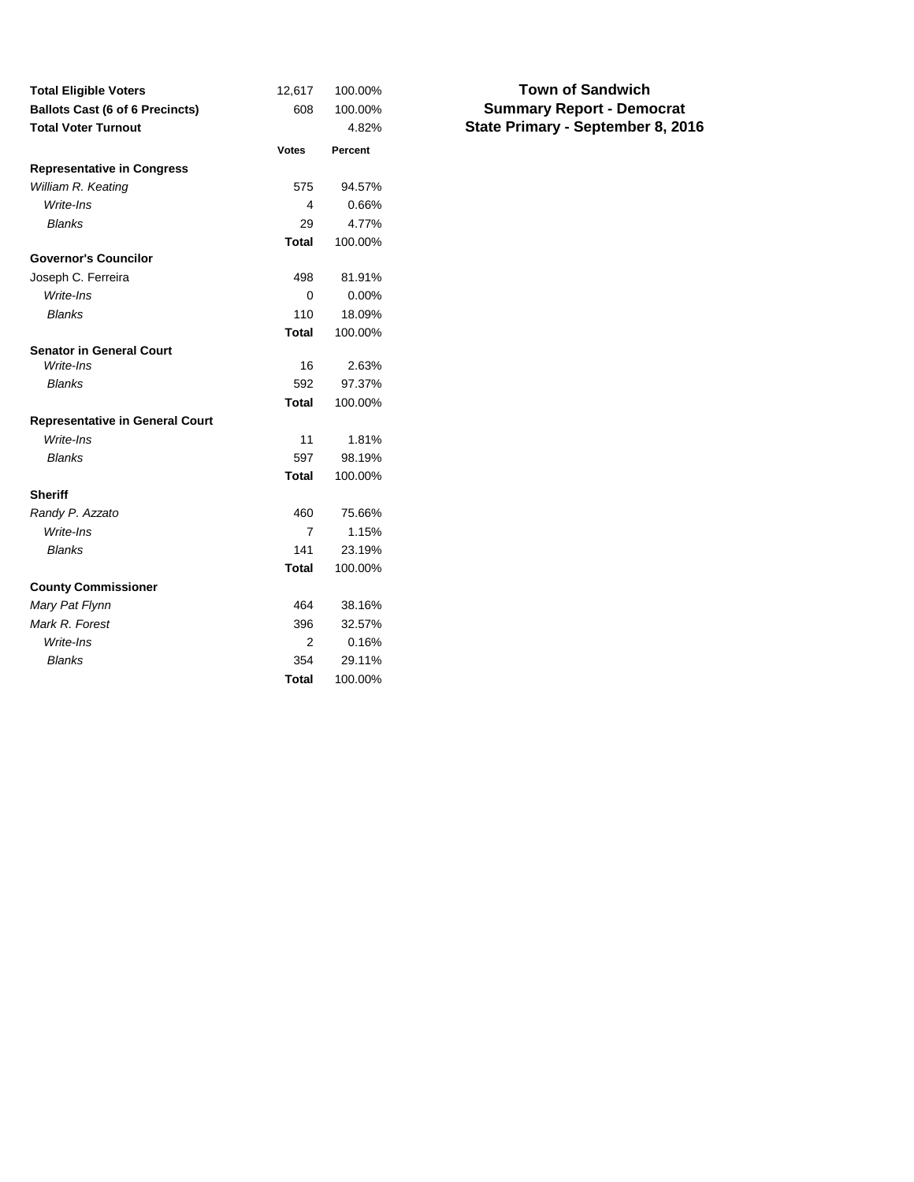# Town of Sandwich
## Summary Report - Democrat
## State Primary - September 8, 2016

| | | |
|---|---|---|
| **Total Eligible Voters** | 12,617 | 100.00% |
| **Ballots Cast (6 of 6 Precincts)** | 608 | 100.00% |
| **Total Voter Turnout** | | 4.82% |

| | Votes | Percent |
|---|---|---|
| **Representative in Congress** | | |
| *William R. Keating* | 575 | 94.57% |
| *Write-Ins* | 4 | 0.66% |
| *Blanks* | 29 | 4.77% |
| | **Total** | 100.00% |
| **Governor's Councilor** | | |
| Joseph C. Ferreira | 498 | 81.91% |
| *Write-Ins* | 0 | 0.00% |
| *Blanks* | 110 | 18.09% |
| | **Total** | 100.00% |
| **Senator in General Court** | | |
| *Write-Ins* | 16 | 2.63% |
| *Blanks* | 592 | 97.37% |
| | **Total** | 100.00% |
| **Representative in General Court** | | |
| *Write-Ins* | 11 | 1.81% |
| *Blanks* | 597 | 98.19% |
| | **Total** | 100.00% |
| **Sheriff** | | |
| *Randy P. Azzato* | 460 | 75.66% |
| *Write-Ins* | 7 | 1.15% |
| *Blanks* | 141 | 23.19% |
| | **Total** | 100.00% |
| **County Commissioner** | | |
| *Mary Pat Flynn* | 464 | 38.16% |
| *Mark R. Forest* | 396 | 32.57% |
| *Write-Ins* | 2 | 0.16% |
| *Blanks* | 354 | 29.11% |
| | **Total** | 100.00% |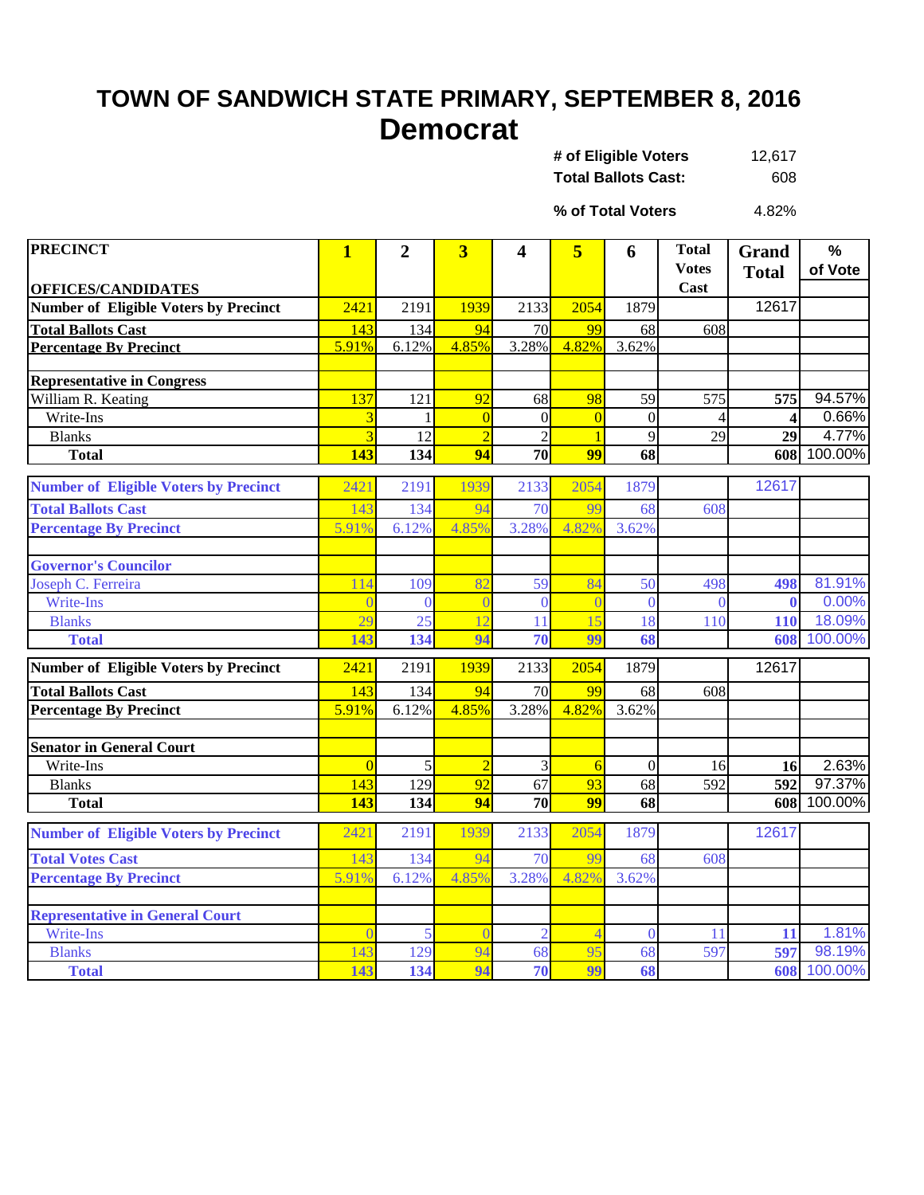# TOWN OF SANDWICH STATE PRIMARY, SEPTEMBER 8, 2016

## Democrat

| | |
|---|---|
| **# of Eligible Voters** | 12,617 |
| **Total Ballots Cast:** | 608 |
| **% of Total Voters** | 4.82% |

| PRECINCT / OFFICES/CANDIDATES | 1 | 2 | 3 | 4 | 5 | 6 | Total Votes Cast | Grand Total | % of Vote |
|---|---|---|---|---|---|---|---|---|---|
| **Number of Eligible Voters by Precinct** | 2421 | 2191 | 1939 | 2133 | 2054 | 1879 | | 12617 | |
| **Total Ballots Cast** | 143 | 134 | 94 | 70 | 99 | 68 | 608 | | |
| **Percentage By Precinct** | 5.91% | 6.12% | 4.85% | 3.28% | 4.82% | 3.62% | | | |
| | | | | | | | | | |
| **Representative in Congress** | | | | | | | | | |
| William R. Keating | 137 | 121 | 92 | 68 | 98 | 59 | 575 | **575** | 94.57% |
| Write-Ins | 3 | 1 | 0 | 0 | 0 | 0 | 4 | **4** | 0.66% |
| Blanks | 3 | 12 | 2 | 2 | 1 | 9 | 29 | **29** | 4.77% |
| **Total** | **143** | **134** | **94** | **70** | **99** | **68** | | **608** | 100.00% |

| PRECINCT / OFFICES/CANDIDATES | 1 | 2 | 3 | 4 | 5 | 6 | Total Votes Cast | Grand Total | % of Vote |
|---|---|---|---|---|---|---|---|---|---|
| **Number of Eligible Voters by Precinct** | 2421 | 2191 | 1939 | 2133 | 2054 | 1879 | | 12617 | |
| **Total Ballots Cast** | 143 | 134 | 94 | 70 | 99 | 68 | 608 | | |
| **Percentage By Precinct** | 5.91% | 6.12% | 4.85% | 3.28% | 4.82% | 3.62% | | | |
| | | | | | | | | | |
| **Governor's Councilor** | | | | | | | | | |
| Joseph C. Ferreira | 114 | 109 | 82 | 59 | 84 | 50 | 498 | **498** | 81.91% |
| Write-Ins | 0 | 0 | 0 | 0 | 0 | 0 | 0 | **0** | 0.00% |
| Blanks | 29 | 25 | 12 | 11 | 15 | 18 | 110 | **110** | 18.09% |
| **Total** | **143** | **134** | **94** | **70** | **99** | **68** | | **608** | 100.00% |

| PRECINCT / OFFICES/CANDIDATES | 1 | 2 | 3 | 4 | 5 | 6 | Total Votes Cast | Grand Total | % of Vote |
|---|---|---|---|---|---|---|---|---|---|
| **Number of Eligible Voters by Precinct** | 2421 | 2191 | 1939 | 2133 | 2054 | 1879 | | 12617 | |
| **Total Ballots Cast** | 143 | 134 | 94 | 70 | 99 | 68 | 608 | | |
| **Percentage By Precinct** | 5.91% | 6.12% | 4.85% | 3.28% | 4.82% | 3.62% | | | |
| | | | | | | | | | |
| **Senator in General Court** | | | | | | | | | |
| Write-Ins | 0 | 5 | 2 | 3 | 6 | 0 | 16 | **16** | 2.63% |
| Blanks | 143 | 129 | 92 | 67 | 93 | 68 | 592 | **592** | 97.37% |
| **Total** | **143** | **134** | **94** | **70** | **99** | **68** | | **608** | 100.00% |

| PRECINCT / OFFICES/CANDIDATES | 1 | 2 | 3 | 4 | 5 | 6 | Total Votes Cast | Grand Total | % of Vote |
|---|---|---|---|---|---|---|---|---|---|
| **Number of Eligible Voters by Precinct** | 2421 | 2191 | 1939 | 2133 | 2054 | 1879 | | 12617 | |
| **Total Votes Cast** | 143 | 134 | 94 | 70 | 99 | 68 | 608 | | |
| **Percentage By Precinct** | 5.91% | 6.12% | 4.85% | 3.28% | 4.82% | 3.62% | | | |
| | | | | | | | | | |
| **Representative in General Court** | | | | | | | | | |
| Write-Ins | 0 | 5 | 0 | 2 | 4 | 0 | 11 | **11** | 1.81% |
| Blanks | 143 | 129 | 94 | 68 | 95 | 68 | 597 | **597** | 98.19% |
| **Total** | **143** | **134** | **94** | **70** | **99** | **68** | | **608** | 100.00% |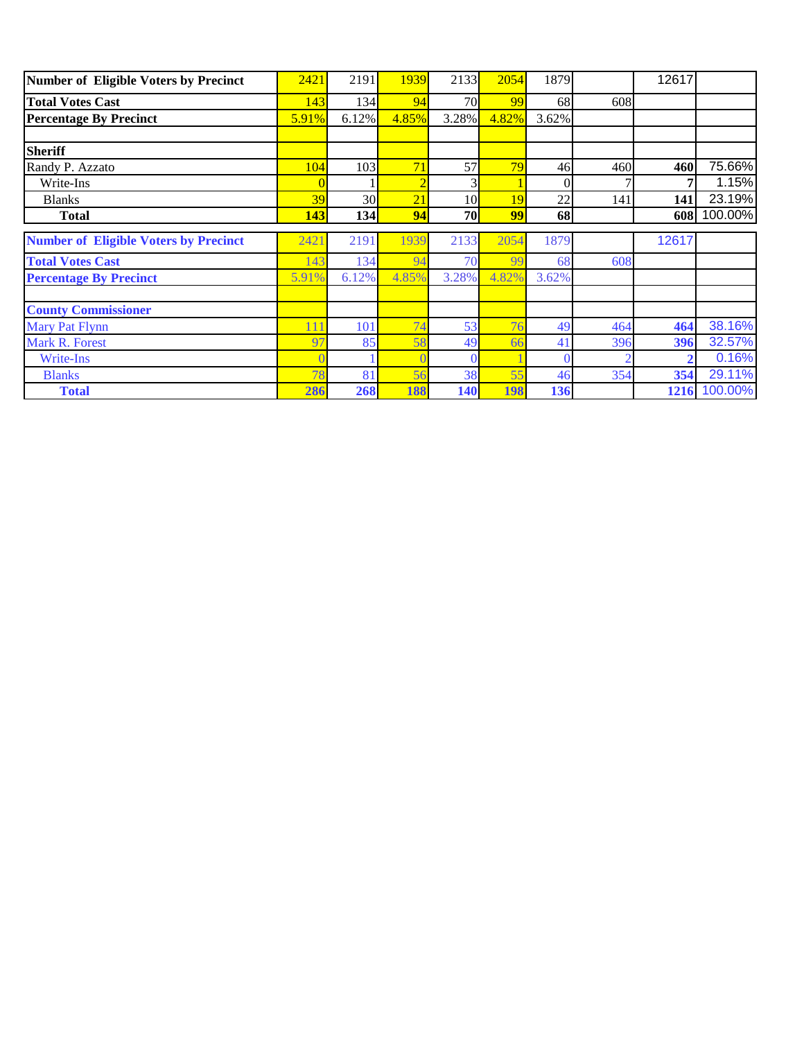| Number of Eligible Voters by Precinct | 2421 | 2191 | 1939 | 2133 | 2054 | 1879 | | 12617 | |
|---|---|---|---|---|---|---|---|---|---|
| **Total Votes Cast** | 143 | 134 | 94 | 70 | 99 | 68 | 608 | | |
| **Percentage By Precinct** | 5.91% | 6.12% | 4.85% | 3.28% | 4.82% | 3.62% | | | |
| | | | | | | | | | |
| **Sheriff** | | | | | | | | | |
| Randy P. Azzato | 104 | 103 | 71 | 57 | 79 | 46 | 460 | **460** | 75.66% |
| Write-Ins | 0 | 1 | 2 | 3 | 1 | 0 | 7 | **7** | 1.15% |
| Blanks | 39 | 30 | 21 | 10 | 19 | 22 | 141 | **141** | 23.19% |
| **Total** | **143** | **134** | **94** | **70** | **99** | **68** | | **608** | 100.00% |

| Number of Eligible Voters by Precinct | 2421 | 2191 | 1939 | 2133 | 2054 | 1879 | | 12617 | |
|---|---|---|---|---|---|---|---|---|---|
| **Total Votes Cast** | 143 | 134 | 94 | 70 | 99 | 68 | 608 | | |
| **Percentage By Precinct** | 5.91% | 6.12% | 4.85% | 3.28% | 4.82% | 3.62% | | | |
| | | | | | | | | | |
| **County Commissioner** | | | | | | | | | |
| Mary Pat Flynn | 111 | 101 | 74 | 53 | 76 | 49 | 464 | **464** | 38.16% |
| Mark R. Forest | 97 | 85 | 58 | 49 | 66 | 41 | 396 | **396** | 32.57% |
| Write-Ins | 0 | 1 | 0 | 0 | 1 | 0 | 2 | **2** | 0.16% |
| Blanks | 78 | 81 | 56 | 38 | 55 | 46 | 354 | **354** | 29.11% |
| **Total** | **286** | **268** | **188** | **140** | **198** | **136** | | **1216** | 100.00% |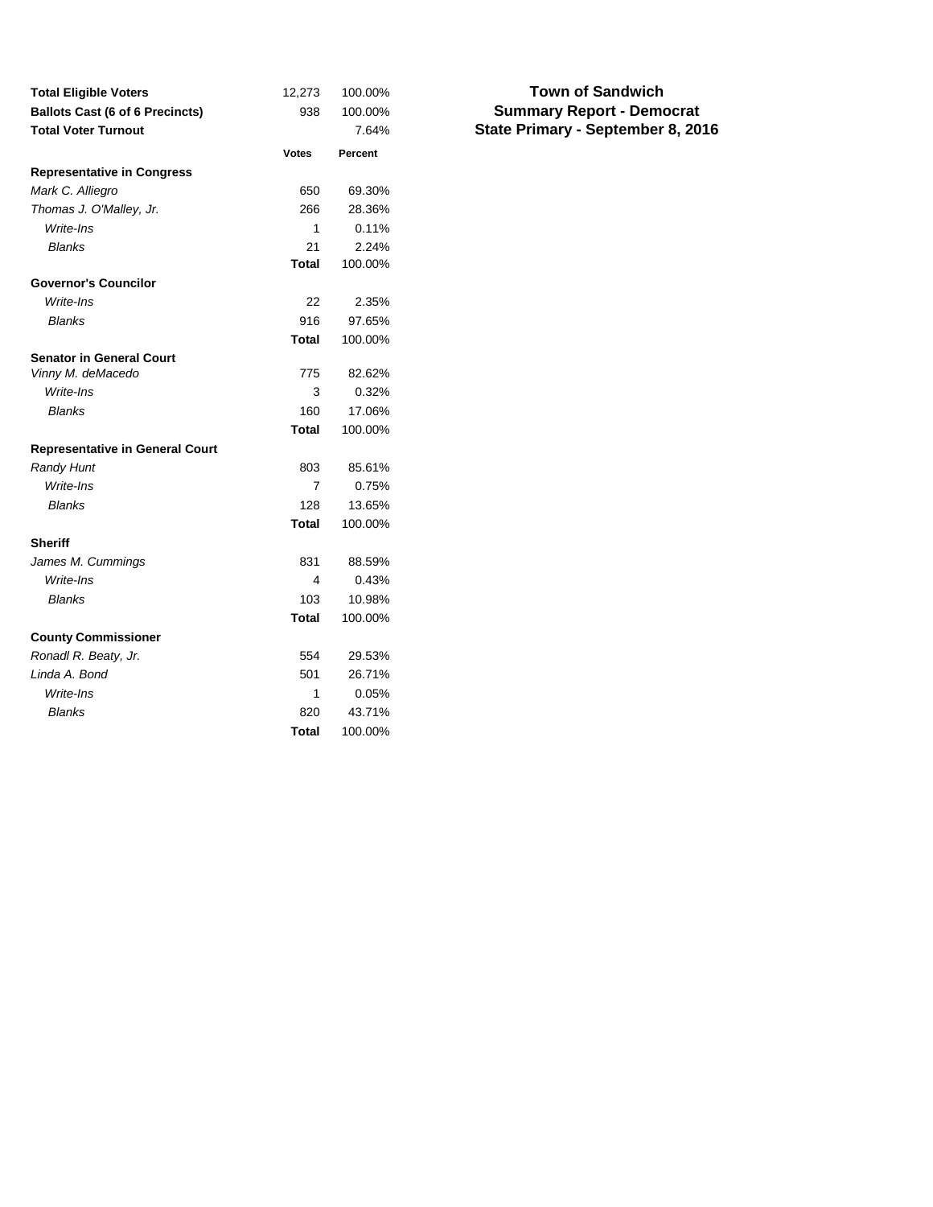# Town of Sandwich
## Summary Report - Democrat
## State Primary - September 8, 2016

| | | |
|---|---|---|
| **Total Eligible Voters** | 12,273 | 100.00% |
| **Ballots Cast (6 of 6 Precincts)** | 938 | 100.00% |
| **Total Voter Turnout** | | 7.64% |

| | **Votes** | **Percent** |
|---|---|---|
| **Representative in Congress** | | |
| *Mark C. Alliegro* | 650 | 69.30% |
| *Thomas J. O'Malley, Jr.* | 266 | 28.36% |
| *Write-Ins* | 1 | 0.11% |
| *Blanks* | 21 | 2.24% |
| | **Total** | 100.00% |
| **Governor's Councilor** | | |
| *Write-Ins* | 22 | 2.35% |
| *Blanks* | 916 | 97.65% |
| | **Total** | 100.00% |
| **Senator in General Court** | | |
| *Vinny M. deMacedo* | 775 | 82.62% |
| *Write-Ins* | 3 | 0.32% |
| *Blanks* | 160 | 17.06% |
| | **Total** | 100.00% |
| **Representative in General Court** | | |
| *Randy Hunt* | 803 | 85.61% |
| *Write-Ins* | 7 | 0.75% |
| *Blanks* | 128 | 13.65% |
| | **Total** | 100.00% |
| **Sheriff** | | |
| *James M. Cummings* | 831 | 88.59% |
| *Write-Ins* | 4 | 0.43% |
| *Blanks* | 103 | 10.98% |
| | **Total** | 100.00% |
| **County Commissioner** | | |
| *Ronadl R. Beaty, Jr.* | 554 | 29.53% |
| *Linda A. Bond* | 501 | 26.71% |
| *Write-Ins* | 1 | 0.05% |
| *Blanks* | 820 | 43.71% |
| | **Total** | 100.00% |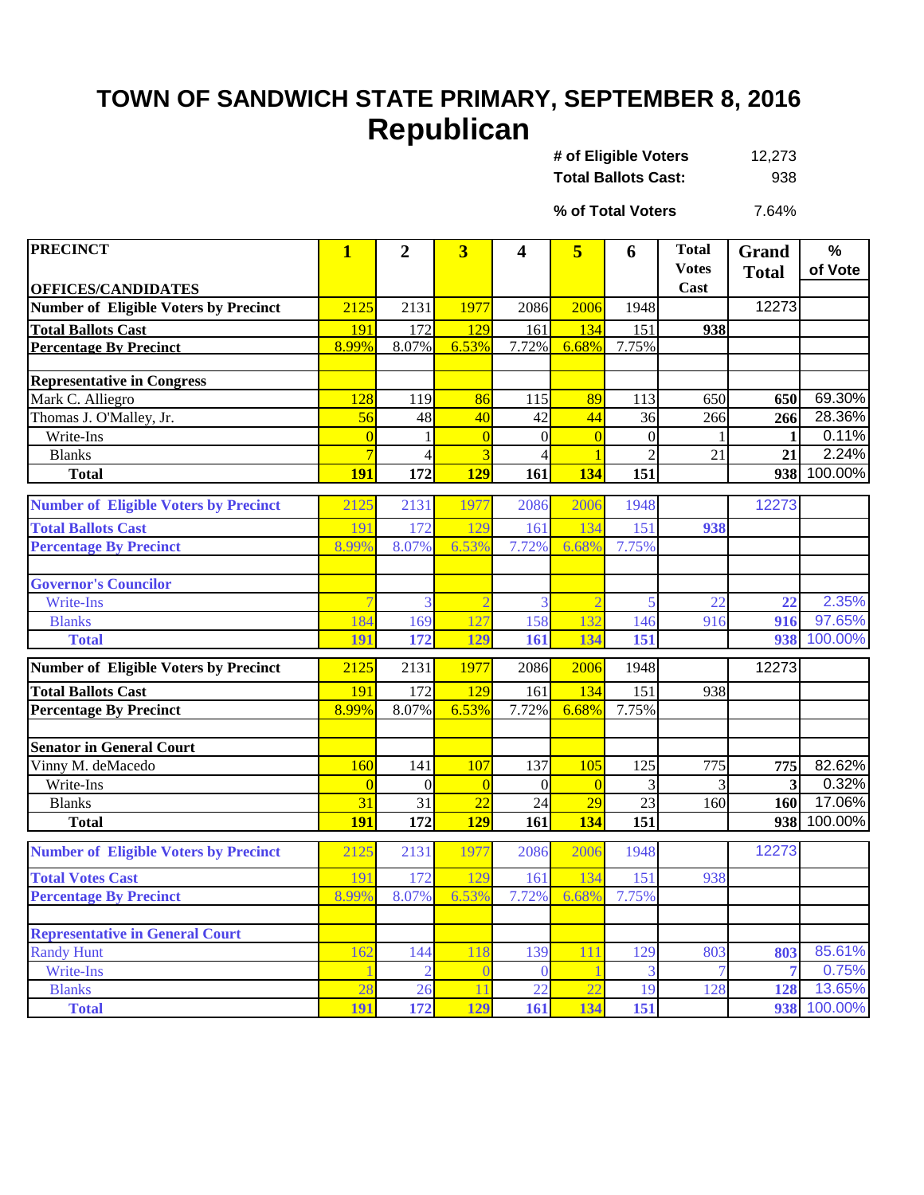# TOWN OF SANDWICH STATE PRIMARY, SEPTEMBER 8, 2016

## Republican

| | |
|---|---|
| **# of Eligible Voters** | 12,273 |
| **Total Ballots Cast:** | 938 |
| **% of Total Voters** | 7.64% |

| PRECINCT / OFFICES/CANDIDATES | 1 | 2 | 3 | 4 | 5 | 6 | Total Votes Cast | Grand Total | % of Vote |
|---|---|---|---|---|---|---|---|---|---|
| **Number of Eligible Voters by Precinct** | 2125 | 2131 | 1977 | 2086 | 2006 | 1948 | | 12273 | |
| **Total Ballots Cast** | 191 | 172 | 129 | 161 | 134 | 151 | **938** | | |
| **Percentage By Precinct** | 8.99% | 8.07% | 6.53% | 7.72% | 6.68% | 7.75% | | | |
| | | | | | | | | | |
| **Representative in Congress** | | | | | | | | | |
| Mark C. Alliegro | 128 | 119 | 86 | 115 | 89 | 113 | 650 | **650** | 69.30% |
| Thomas J. O'Malley, Jr. | 56 | 48 | 40 | 42 | 44 | 36 | 266 | **266** | 28.36% |
| Write-Ins | 0 | 1 | 0 | 0 | 0 | 0 | 1 | **1** | 0.11% |
| Blanks | 7 | 4 | 3 | 4 | 1 | 2 | 21 | **21** | 2.24% |
| **Total** | **191** | **172** | **129** | **161** | **134** | **151** | | **938** | 100.00% |

| PRECINCT / OFFICES/CANDIDATES | 1 | 2 | 3 | 4 | 5 | 6 | Total Votes Cast | Grand Total | % of Vote |
|---|---|---|---|---|---|---|---|---|---|
| **Number of Eligible Voters by Precinct** | 2125 | 2131 | 1977 | 2086 | 2006 | 1948 | | 12273 | |
| **Total Ballots Cast** | 191 | 172 | 129 | 161 | 134 | 151 | **938** | | |
| **Percentage By Precinct** | 8.99% | 8.07% | 6.53% | 7.72% | 6.68% | 7.75% | | | |
| | | | | | | | | | |
| **Governor's Councilor** | | | | | | | | | |
| Write-Ins | 7 | 3 | 2 | 3 | 2 | 5 | 22 | **22** | 2.35% |
| Blanks | 184 | 169 | 127 | 158 | 132 | 146 | 916 | **916** | 97.65% |
| **Total** | **191** | **172** | **129** | **161** | **134** | **151** | | **938** | 100.00% |

| PRECINCT / OFFICES/CANDIDATES | 1 | 2 | 3 | 4 | 5 | 6 | Total Votes Cast | Grand Total | % of Vote |
|---|---|---|---|---|---|---|---|---|---|
| **Number of Eligible Voters by Precinct** | 2125 | 2131 | 1977 | 2086 | 2006 | 1948 | | 12273 | |
| **Total Ballots Cast** | 191 | 172 | 129 | 161 | 134 | 151 | 938 | | |
| **Percentage By Precinct** | 8.99% | 8.07% | 6.53% | 7.72% | 6.68% | 7.75% | | | |
| | | | | | | | | | |
| **Senator in General Court** | | | | | | | | | |
| Vinny M. deMacedo | 160 | 141 | 107 | 137 | 105 | 125 | 775 | **775** | 82.62% |
| Write-Ins | 0 | 0 | 0 | 0 | 0 | 3 | 3 | **3** | 0.32% |
| Blanks | 31 | 31 | 22 | 24 | 29 | 23 | 160 | **160** | 17.06% |
| **Total** | **191** | **172** | **129** | **161** | **134** | **151** | | **938** | 100.00% |

| PRECINCT / OFFICES/CANDIDATES | 1 | 2 | 3 | 4 | 5 | 6 | Total Votes Cast | Grand Total | % of Vote |
|---|---|---|---|---|---|---|---|---|---|
| **Number of Eligible Voters by Precinct** | 2125 | 2131 | 1977 | 2086 | 2006 | 1948 | | 12273 | |
| **Total Votes Cast** | 191 | 172 | 129 | 161 | 134 | 151 | 938 | | |
| **Percentage By Precinct** | 8.99% | 8.07% | 6.53% | 7.72% | 6.68% | 7.75% | | | |
| | | | | | | | | | |
| **Representative in General Court** | | | | | | | | | |
| Randy Hunt | 162 | 144 | 118 | 139 | 111 | 129 | 803 | **803** | 85.61% |
| Write-Ins | 1 | 2 | 0 | 0 | 1 | 3 | 7 | **7** | 0.75% |
| Blanks | 28 | 26 | 11 | 22 | 22 | 19 | 128 | **128** | 13.65% |
| **Total** | **191** | **172** | **129** | **161** | **134** | **151** | | **938** | 100.00% |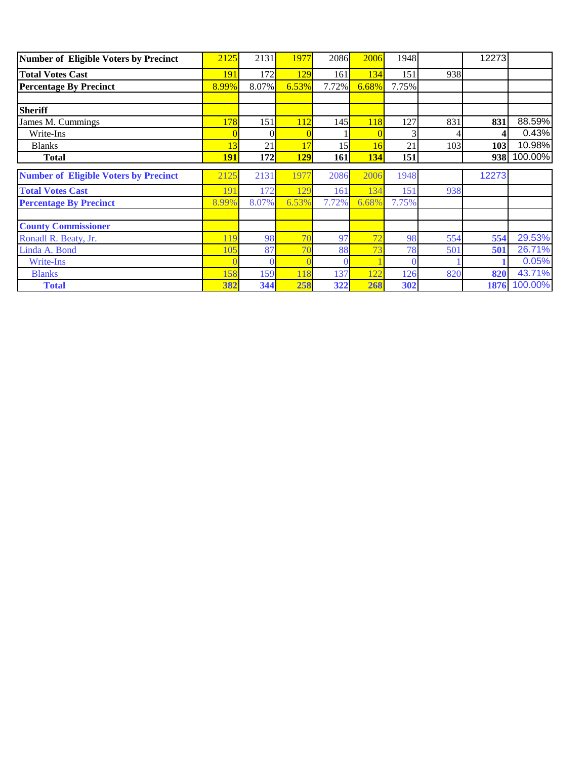| Number of Eligible Voters by Precinct | 2125 | 2131 | 1977 | 2086 | 2006 | 1948 | | 12273 | |
|---|---|---|---|---|---|---|---|---|---|
| **Total Votes Cast** | 191 | 172 | 129 | 161 | 134 | 151 | 938 | | |
| **Percentage By Precinct** | 8.99% | 8.07% | 6.53% | 7.72% | 6.68% | 7.75% | | | |
| | | | | | | | | | |
| **Sheriff** | | | | | | | | | |
| James M. Cummings | 178 | 151 | 112 | 145 | 118 | 127 | 831 | **831** | 88.59% |
| Write-Ins | 0 | 0 | 0 | 1 | 0 | 3 | 4 | **4** | 0.43% |
| Blanks | 13 | 21 | 17 | 15 | 16 | 21 | 103 | **103** | 10.98% |
| **Total** | **191** | **172** | **129** | **161** | **134** | **151** | | **938** | 100.00% |

| Number of Eligible Voters by Precinct | 2125 | 2131 | 1977 | 2086 | 2006 | 1948 | | 12273 | |
|---|---|---|---|---|---|---|---|---|---|
| **Total Votes Cast** | 191 | 172 | 129 | 161 | 134 | 151 | 938 | | |
| **Percentage By Precinct** | 8.99% | 8.07% | 6.53% | 7.72% | 6.68% | 7.75% | | | |
| | | | | | | | | | |
| **County Commissioner** | | | | | | | | | |
| Ronadl R. Beaty, Jr. | 119 | 98 | 70 | 97 | 72 | 98 | 554 | **554** | 29.53% |
| Linda A. Bond | 105 | 87 | 70 | 88 | 73 | 78 | 501 | **501** | 26.71% |
| Write-Ins | 0 | 0 | 0 | 0 | 1 | 0 | 1 | **1** | 0.05% |
| Blanks | 158 | 159 | 118 | 137 | 122 | 126 | 820 | **820** | 43.71% |
| **Total** | **382** | **344** | **258** | **322** | **268** | **302** | | **1876** | 100.00% |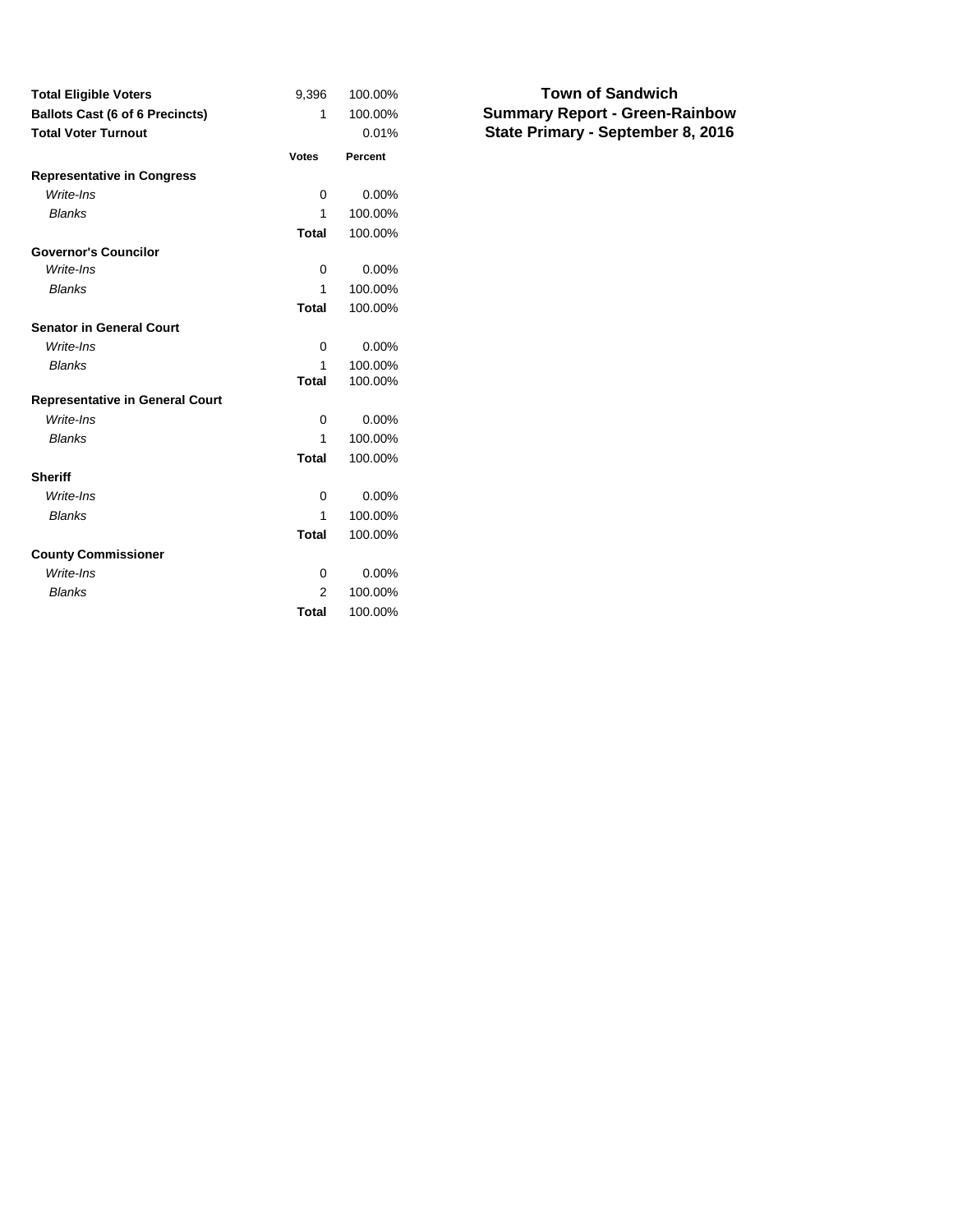# Town of Sandwich
## Summary Report - Green-Rainbow
## State Primary - September 8, 2016

| | | |
|---|---|---|
| **Total Eligible Voters** | 9,396 | 100.00% |
| **Ballots Cast (6 of 6 Precincts)** | 1 | 100.00% |
| **Total Voter Turnout** | | 0.01% |

| | **Votes** | **Percent** |
|---|---|---|
| **Representative in Congress** | | |
| *Write-Ins* | 0 | 0.00% |
| *Blanks* | 1 | 100.00% |
| | **Total** | 100.00% |
| **Governor's Councilor** | | |
| *Write-Ins* | 0 | 0.00% |
| *Blanks* | 1 | 100.00% |
| | **Total** | 100.00% |
| **Senator in General Court** | | |
| *Write-Ins* | 0 | 0.00% |
| *Blanks* | 1 | 100.00% |
| | **Total** | 100.00% |
| **Representative in General Court** | | |
| *Write-Ins* | 0 | 0.00% |
| *Blanks* | 1 | 100.00% |
| | **Total** | 100.00% |
| **Sheriff** | | |
| *Write-Ins* | 0 | 0.00% |
| *Blanks* | 1 | 100.00% |
| | **Total** | 100.00% |
| **County Commissioner** | | |
| *Write-Ins* | 0 | 0.00% |
| *Blanks* | 2 | 100.00% |
| | **Total** | 100.00% |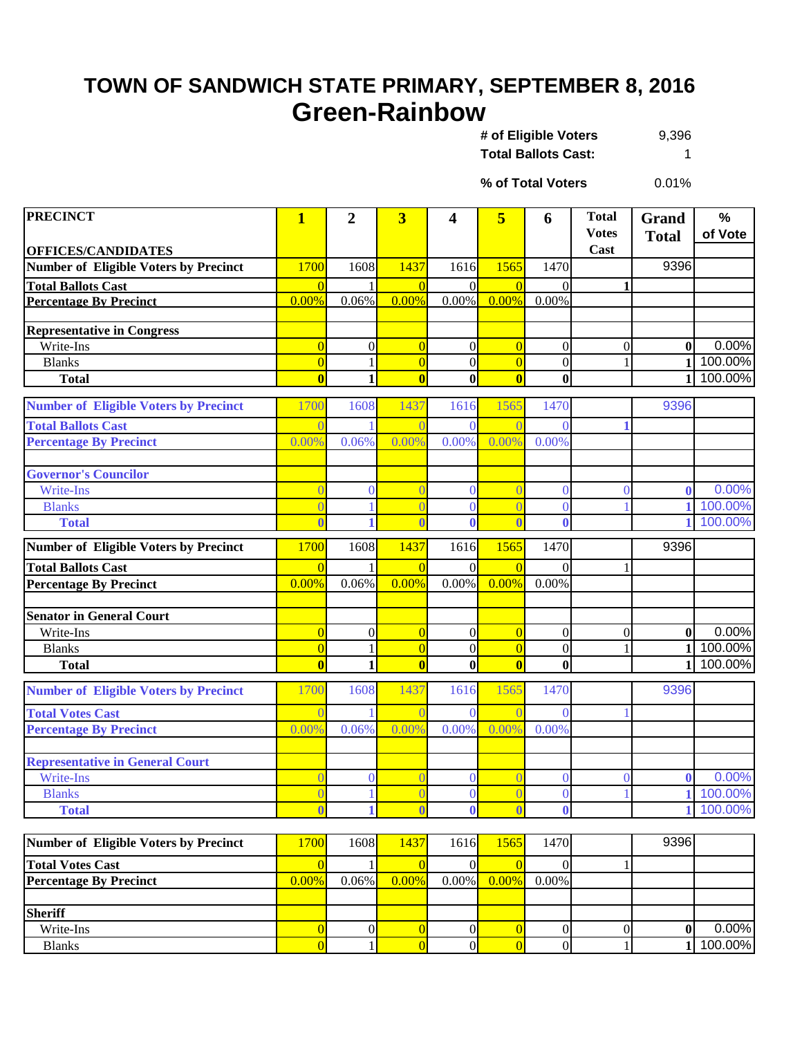# TOWN OF SANDWICH STATE PRIMARY, SEPTEMBER 8, 2016

## Green-Rainbow

| | |
|---|---|
| **# of Eligible Voters** | 9,396 |
| **Total Ballots Cast:** | 1 |
| **% of Total Voters** | 0.01% |

| PRECINCT<br>OFFICES/CANDIDATES | 1 | 2 | 3 | 4 | 5 | 6 | Total Votes Cast | Grand Total | % of Vote |
|---|---|---|---|---|---|---|---|---|---|
| **Number of Eligible Voters by Precinct** | 1700 | 1608 | 1437 | 1616 | 1565 | 1470 | | 9396 | |
| **Total Ballots Cast** | 0 | 1 | 0 | 0 | 0 | 0 | **1** | | |
| **Percentage By Precinct** | 0.00% | 0.06% | 0.00% | 0.00% | 0.00% | 0.00% | | | |
| | | | | | | | | | |
| **Representative in Congress** | | | | | | | | | |
| Write-Ins | 0 | 0 | 0 | 0 | 0 | 0 | 0 | **0** | 0.00% |
| Blanks | 0 | 1 | 0 | 0 | 0 | 0 | 1 | **1** | 100.00% |
| **Total** | **0** | **1** | **0** | **0** | **0** | **0** | | **1** | 100.00% |

| | 1 | 2 | 3 | 4 | 5 | 6 | Total Votes Cast | Grand Total | % of Vote |
|---|---|---|---|---|---|---|---|---|---|
| **Number of Eligible Voters by Precinct** | 1700 | 1608 | 1437 | 1616 | 1565 | 1470 | | 9396 | |
| **Total Ballots Cast** | 0 | 1 | 0 | 0 | 0 | 0 | **1** | | |
| **Percentage By Precinct** | 0.00% | 0.06% | 0.00% | 0.00% | 0.00% | 0.00% | | | |
| | | | | | | | | | |
| **Governor's Councilor** | | | | | | | | | |
| Write-Ins | 0 | 0 | 0 | 0 | 0 | 0 | 0 | **0** | 0.00% |
| Blanks | 0 | 1 | 0 | 0 | 0 | 0 | 1 | **1** | 100.00% |
| **Total** | **0** | **1** | **0** | **0** | **0** | **0** | | **1** | 100.00% |

| | 1 | 2 | 3 | 4 | 5 | 6 | Total Votes Cast | Grand Total | % of Vote |
|---|---|---|---|---|---|---|---|---|---|
| **Number of Eligible Voters by Precinct** | 1700 | 1608 | 1437 | 1616 | 1565 | 1470 | | 9396 | |
| **Total Ballots Cast** | 0 | 1 | 0 | 0 | 0 | 0 | 1 | | |
| **Percentage By Precinct** | 0.00% | 0.06% | 0.00% | 0.00% | 0.00% | 0.00% | | | |
| | | | | | | | | | |
| **Senator in General Court** | | | | | | | | | |
| Write-Ins | 0 | 0 | 0 | 0 | 0 | 0 | 0 | **0** | 0.00% |
| Blanks | 0 | 1 | 0 | 0 | 0 | 0 | 1 | **1** | 100.00% |
| **Total** | **0** | **1** | **0** | **0** | **0** | **0** | | **1** | 100.00% |

| | 1 | 2 | 3 | 4 | 5 | 6 | Total Votes Cast | Grand Total | % of Vote |
|---|---|---|---|---|---|---|---|---|---|
| **Number of Eligible Voters by Precinct** | 1700 | 1608 | 1437 | 1616 | 1565 | 1470 | | 9396 | |
| **Total Votes Cast** | 0 | 1 | 0 | 0 | 0 | 0 | 1 | | |
| **Percentage By Precinct** | 0.00% | 0.06% | 0.00% | 0.00% | 0.00% | 0.00% | | | |
| | | | | | | | | | |
| **Representative in General Court** | | | | | | | | | |
| Write-Ins | 0 | 0 | 0 | 0 | 0 | 0 | 0 | **0** | 0.00% |
| Blanks | 0 | 1 | 0 | 0 | 0 | 0 | 1 | **1** | 100.00% |
| **Total** | **0** | **1** | **0** | **0** | **0** | **0** | | **1** | 100.00% |

| | 1 | 2 | 3 | 4 | 5 | 6 | Total Votes Cast | Grand Total | % of Vote |
|---|---|---|---|---|---|---|---|---|---|
| **Number of Eligible Voters by Precinct** | 1700 | 1608 | 1437 | 1616 | 1565 | 1470 | | 9396 | |
| **Total Votes Cast** | 0 | 1 | 0 | 0 | 0 | 0 | 1 | | |
| **Percentage By Precinct** | 0.00% | 0.06% | 0.00% | 0.00% | 0.00% | 0.00% | | | |
| | | | | | | | | | |
| **Sheriff** | | | | | | | | | |
| Write-Ins | 0 | 0 | 0 | 0 | 0 | 0 | 0 | **0** | 0.00% |
| Blanks | 0 | 1 | 0 | 0 | 0 | 0 | 1 | **1** | 100.00% |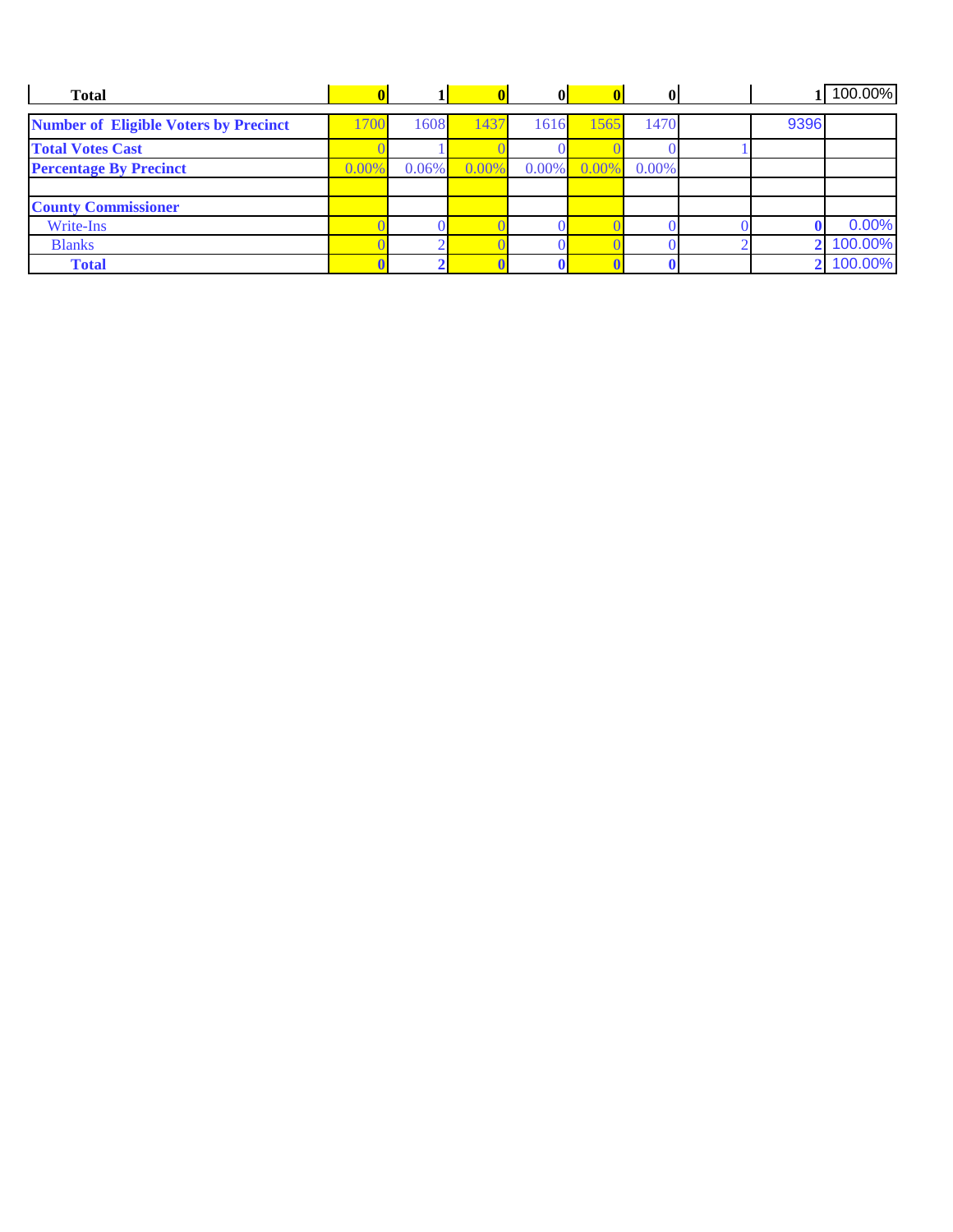| Total | 0 | 1 | 0 | 0 | 0 | 0 | | 1 | 100.00% |
|---|---|---|---|---|---|---|---|---|---|
| **Number of Eligible Voters by Precinct** | 1700 | 1608 | 1437 | 1616 | 1565 | 1470 | | 9396 | |
| **Total Votes Cast** | 0 | 1 | 0 | 0 | 0 | 0 | 1 | | |
| **Percentage By Precinct** | 0.00% | 0.06% | 0.00% | 0.00% | 0.00% | 0.00% | | | |
| | | | | | | | | | |
| **County Commissioner** | | | | | | | | | |
| Write-Ins | 0 | 0 | 0 | 0 | 0 | 0 | 0 | 0 | 0.00% |
| Blanks | 0 | 2 | 0 | 0 | 0 | 0 | 2 | 2 | 100.00% |
| **Total** | 0 | 2 | 0 | 0 | 0 | 0 | | 2 | 100.00% |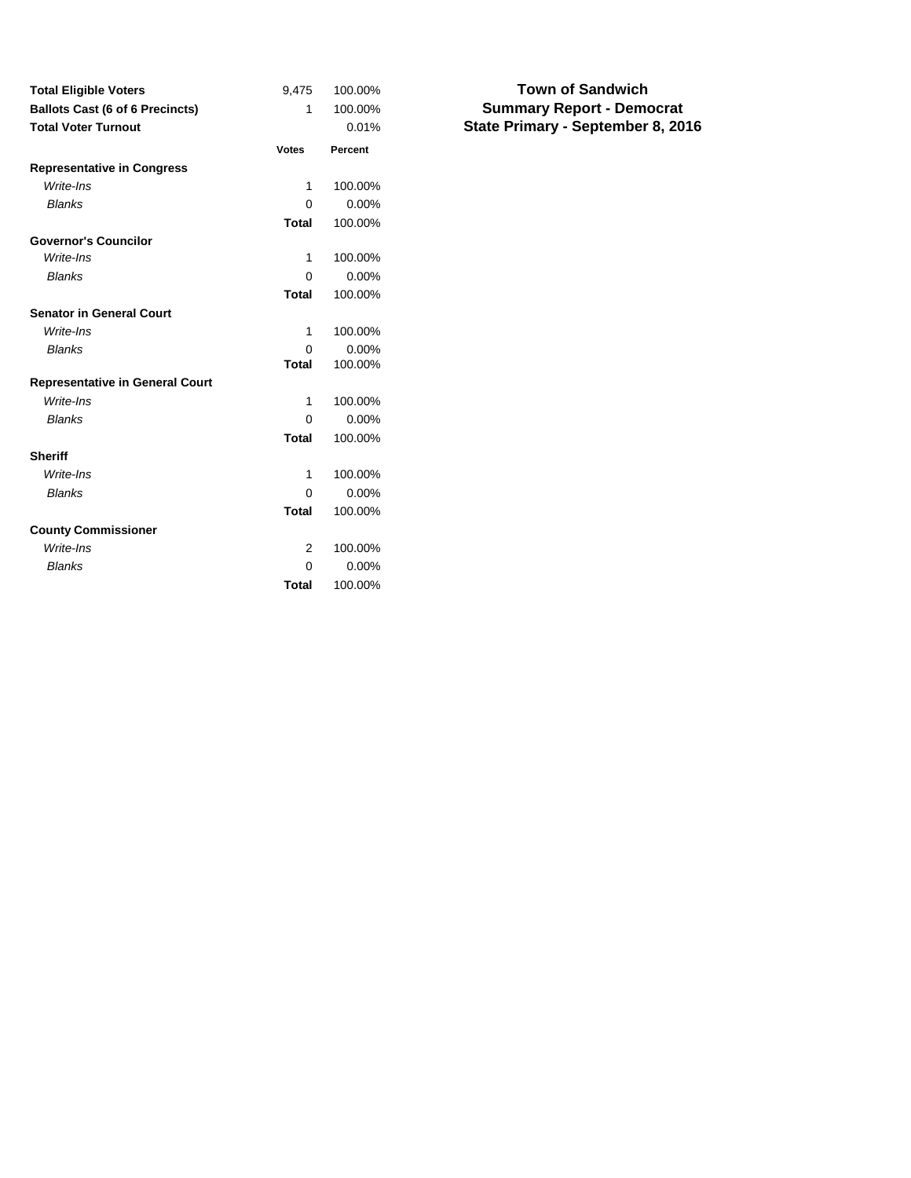## Town of Sandwich
## Summary Report - Democrat
## State Primary - September 8, 2016

| | | |
|---|---|---|
| **Total Eligible Voters** | 9,475 | 100.00% |
| **Ballots Cast (6 of 6 Precincts)** | 1 | 100.00% |
| **Total Voter Turnout** | | 0.01% |

| | Votes | Percent |
|---|---|---|
| **Representative in Congress** | | |
| *Write-Ins* | 1 | 100.00% |
| *Blanks* | 0 | 0.00% |
| | **Total** | 100.00% |
| **Governor's Councilor** | | |
| *Write-Ins* | 1 | 100.00% |
| *Blanks* | 0 | 0.00% |
| | **Total** | 100.00% |
| **Senator in General Court** | | |
| *Write-Ins* | 1 | 100.00% |
| *Blanks* | 0 | 0.00% |
| | **Total** | 100.00% |
| **Representative in General Court** | | |
| *Write-Ins* | 1 | 100.00% |
| *Blanks* | 0 | 0.00% |
| | **Total** | 100.00% |
| **Sheriff** | | |
| *Write-Ins* | 1 | 100.00% |
| *Blanks* | 0 | 0.00% |
| | **Total** | 100.00% |
| **County Commissioner** | | |
| *Write-Ins* | 2 | 100.00% |
| *Blanks* | 0 | 0.00% |
| | **Total** | 100.00% |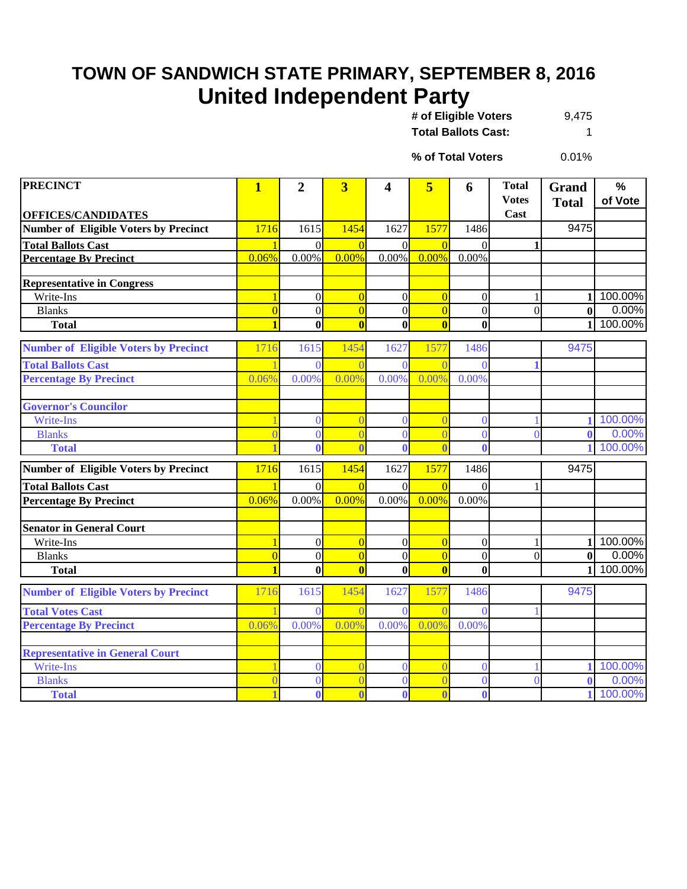# TOWN OF SANDWICH STATE PRIMARY, SEPTEMBER 8, 2016

## United Independent Party

| | |
|---|---|
| **# of Eligible Voters** | 9,475 |
| **Total Ballots Cast:** | 1 |
| **% of Total Voters** | 0.01% |

| PRECINCT<br>OFFICES/CANDIDATES | 1 | 2 | 3 | 4 | 5 | 6 | Total Votes Cast | Grand Total | % of Vote |
|---|---|---|---|---|---|---|---|---|---|
| **Number of Eligible Voters by Precinct** | 1716 | 1615 | 1454 | 1627 | 1577 | 1486 | | 9475 | |
| **Total Ballots Cast** | 1 | 0 | 0 | 0 | 0 | 0 | **1** | | |
| **Percentage By Precinct** | 0.06% | 0.00% | 0.00% | 0.00% | 0.00% | 0.00% | | | |
| | | | | | | | | | |
| **Representative in Congress** | | | | | | | | | |
| Write-Ins | 1 | 0 | 0 | 0 | 0 | 0 | 1 | **1** | 100.00% |
| Blanks | 0 | 0 | 0 | 0 | 0 | 0 | 0 | **0** | 0.00% |
| **Total** | **1** | **0** | **0** | **0** | **0** | **0** | | **1** | 100.00% |
| **Number of Eligible Voters by Precinct** | 1716 | 1615 | 1454 | 1627 | 1577 | 1486 | | 9475 | |
| **Total Ballots Cast** | 1 | 0 | 0 | 0 | 0 | 0 | **1** | | |
| **Percentage By Precinct** | 0.06% | 0.00% | 0.00% | 0.00% | 0.00% | 0.00% | | | |
| | | | | | | | | | |
| **Governor's Councilor** | | | | | | | | | |
| Write-Ins | 1 | 0 | 0 | 0 | 0 | 0 | 1 | **1** | 100.00% |
| Blanks | 0 | 0 | 0 | 0 | 0 | 0 | 0 | **0** | 0.00% |
| **Total** | **1** | **0** | **0** | **0** | **0** | **0** | | **1** | 100.00% |
| **Number of Eligible Voters by Precinct** | 1716 | 1615 | 1454 | 1627 | 1577 | 1486 | | 9475 | |
| **Total Ballots Cast** | 1 | 0 | 0 | 0 | 0 | 0 | 1 | | |
| **Percentage By Precinct** | 0.06% | 0.00% | 0.00% | 0.00% | 0.00% | 0.00% | | | |
| | | | | | | | | | |
| **Senator in General Court** | | | | | | | | | |
| Write-Ins | 1 | 0 | 0 | 0 | 0 | 0 | 1 | **1** | 100.00% |
| Blanks | 0 | 0 | 0 | 0 | 0 | 0 | 0 | **0** | 0.00% |
| **Total** | **1** | **0** | **0** | **0** | **0** | **0** | | **1** | 100.00% |
| **Number of Eligible Voters by Precinct** | 1716 | 1615 | 1454 | 1627 | 1577 | 1486 | | 9475 | |
| **Total Votes Cast** | 1 | 0 | 0 | 0 | 0 | 0 | 1 | | |
| **Percentage By Precinct** | 0.06% | 0.00% | 0.00% | 0.00% | 0.00% | 0.00% | | | |
| | | | | | | | | | |
| **Representative in General Court** | | | | | | | | | |
| Write-Ins | 1 | 0 | 0 | 0 | 0 | 0 | 1 | **1** | 100.00% |
| Blanks | 0 | 0 | 0 | 0 | 0 | 0 | 0 | **0** | 0.00% |
| **Total** | **1** | **0** | **0** | **0** | **0** | **0** | | **1** | 100.00% |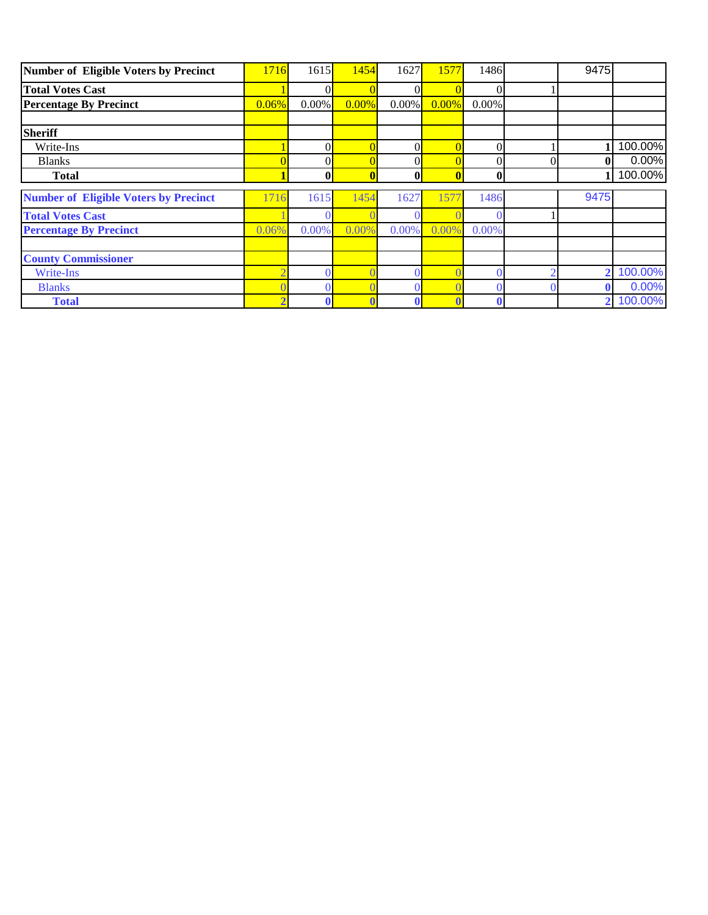| | | | | | | | | | |
|---|---|---|---|---|---|---|---|---|---|
| **Number of Eligible Voters by Precinct** | 1716 | 1615 | 1454 | 1627 | 1577 | 1486 | | 9475 | |
| **Total Votes Cast** | 1 | 0 | 0 | 0 | 0 | 0 | 1 | | |
| **Percentage By Precinct** | 0.06% | 0.00% | 0.00% | 0.00% | 0.00% | 0.00% | | | |
| | | | | | | | | | |
| **Sheriff** | | | | | | | | | |
| Write-Ins | 1 | 0 | 0 | 0 | 0 | 0 | 1 | 1 | 100.00% |
| Blanks | 0 | 0 | 0 | 0 | 0 | 0 | 0 | 0 | 0.00% |
| **Total** | **1** | **0** | **0** | **0** | **0** | **0** | | **1** | 100.00% |

| | | | | | | | | | |
|---|---|---|---|---|---|---|---|---|---|
| **Number of Eligible Voters by Precinct** | 1716 | 1615 | 1454 | 1627 | 1577 | 1486 | | 9475 | |
| **Total Votes Cast** | 1 | 0 | 0 | 0 | 0 | 0 | 1 | | |
| **Percentage By Precinct** | 0.06% | 0.00% | 0.00% | 0.00% | 0.00% | 0.00% | | | |
| | | | | | | | | | |
| **County Commissioner** | | | | | | | | | |
| Write-Ins | 2 | 0 | 0 | 0 | 0 | 0 | 2 | 2 | 100.00% |
| Blanks | 0 | 0 | 0 | 0 | 0 | 0 | 0 | 0 | 0.00% |
| **Total** | **2** | **0** | **0** | **0** | **0** | **0** | | **2** | 100.00% |